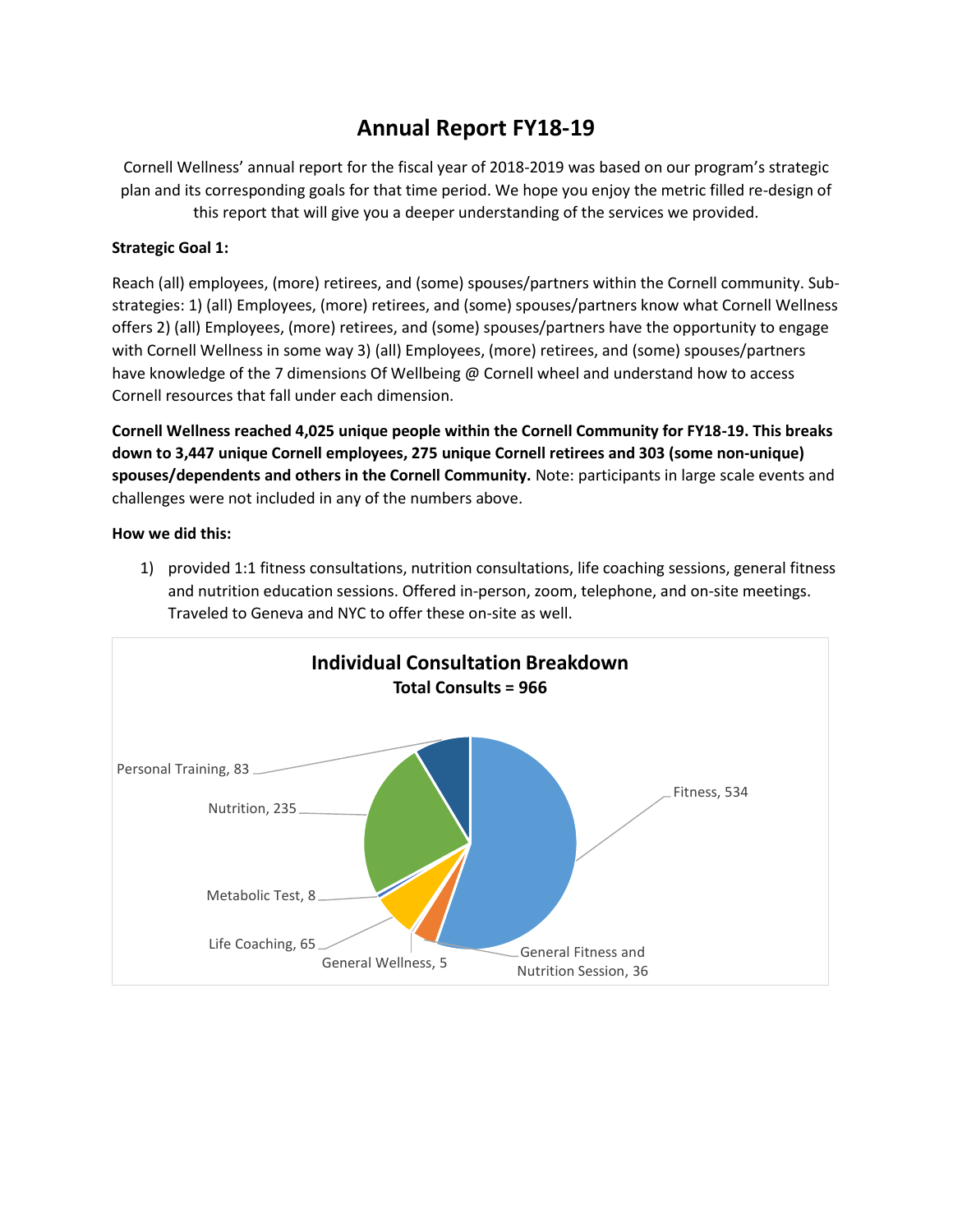# Annual Report FY18-19

Cornell Wellness' annual report for the fiscal year of 2018-2019 was based on our program's strategic plan and its corresponding goals for that time period. We hope you enjoy the metric filled re-design of this report that will give you a deeper understanding of the services we provided.

**Strategic Goal 1:**

Reach (all) employees, (more) retirees, and (some) spouses/partners within the Cornell community. Sub-strategies: 1) (all) Employees, (more) retirees, and (some) spouses/partners know what Cornell Wellness offers 2) (all) Employees, (more) retirees, and (some) spouses/partners have the opportunity to engage with Cornell Wellness in some way 3) (all) Employees, (more) retirees, and (some) spouses/partners have knowledge of the 7 dimensions Of Wellbeing @ Cornell wheel and understand how to access Cornell resources that fall under each dimension.

**Cornell Wellness reached 4,025 unique people within the Cornell Community for FY18-19. This breaks down to 3,447 unique Cornell employees, 275 unique Cornell retirees and 303 (some non-unique) spouses/dependents and others in the Cornell Community.** Note: participants in large scale events and challenges were not included in any of the numbers above.

**How we did this:**

1) provided 1:1 fitness consultations, nutrition consultations, life coaching sessions, general fitness and nutrition education sessions. Offered in-person, zoom, telephone, and on-site meetings. Traveled to Geneva and NYC to offer these on-site as well.

**Individual Consultation Breakdown**
**Total Consults = 966**

| Consultation Type | Count |
|---|---|
| Fitness | 534 |
| Nutrition | 235 |
| Personal Training | 83 |
| Life Coaching | 65 |
| General Fitness and Nutrition Session | 36 |
| Metabolic Test | 8 |
| General Wellness | 5 |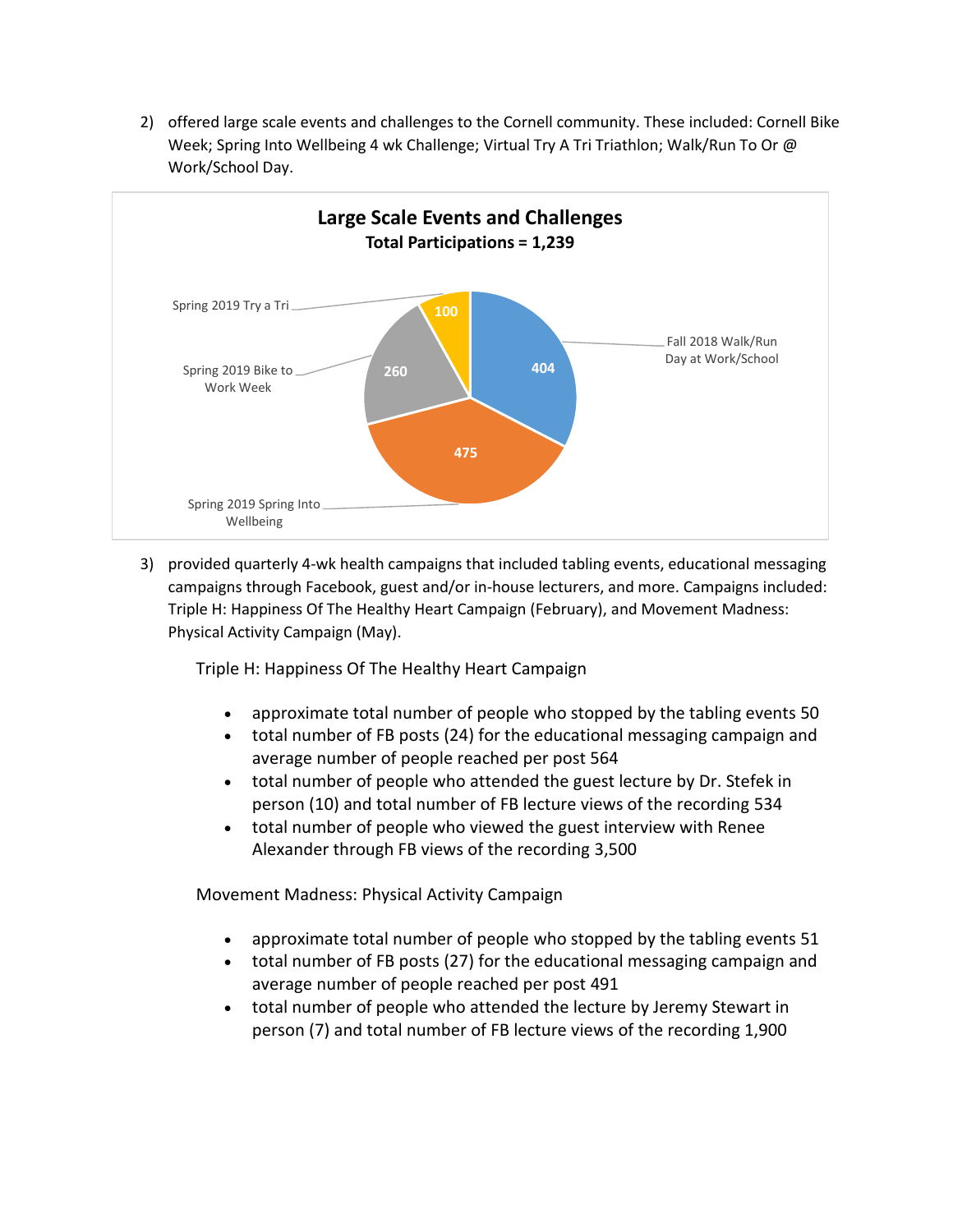2) offered large scale events and challenges to the Cornell community. These included: Cornell Bike Week; Spring Into Wellbeing 4 wk Challenge; Virtual Try A Tri Triathlon; Walk/Run To Or @ Work/School Day.

**Large Scale Events and Challenges**
**Total Participations = 1,239**

| Event | Participations |
|---|---|
| Fall 2018 Walk/Run Day at Work/School | 404 |
| Spring 2019 Spring Into Wellbeing | 475 |
| Spring 2019 Bike to Work Week | 260 |
| Spring 2019 Try a Tri | 100 |

3) provided quarterly 4-wk health campaigns that included tabling events, educational messaging campaigns through Facebook, guest and/or in-house lecturers, and more. Campaigns included: Triple H: Happiness Of The Healthy Heart Campaign (February), and Movement Madness: Physical Activity Campaign (May).

Triple H: Happiness Of The Healthy Heart Campaign

- approximate total number of people who stopped by the tabling events 50
- total number of FB posts (24) for the educational messaging campaign and average number of people reached per post 564
- total number of people who attended the guest lecture by Dr. Stefek in person (10) and total number of FB lecture views of the recording 534
- total number of people who viewed the guest interview with Renee Alexander through FB views of the recording 3,500

Movement Madness: Physical Activity Campaign

- approximate total number of people who stopped by the tabling events 51
- total number of FB posts (27) for the educational messaging campaign and average number of people reached per post 491
- total number of people who attended the lecture by Jeremy Stewart in person (7) and total number of FB lecture views of the recording 1,900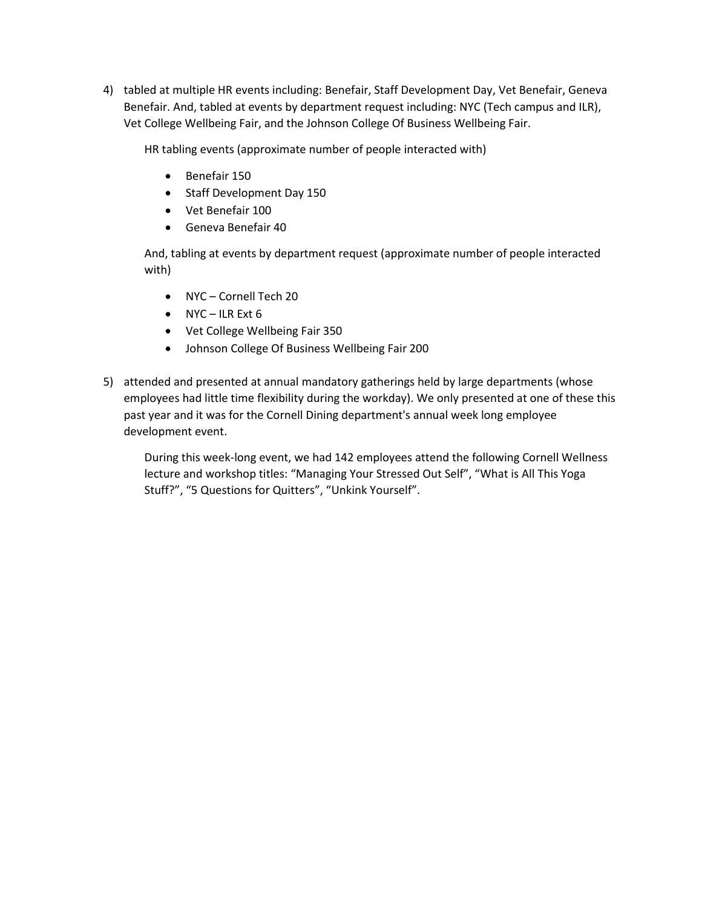4) tabled at multiple HR events including: Benefair, Staff Development Day, Vet Benefair, Geneva Benefair. And, tabled at events by department request including: NYC (Tech campus and ILR), Vet College Wellbeing Fair, and the Johnson College Of Business Wellbeing Fair.

   HR tabling events (approximate number of people interacted with)

   - Benefair 150
   - Staff Development Day 150
   - Vet Benefair 100
   - Geneva Benefair 40

   And, tabling at events by department request (approximate number of people interacted with)

   - NYC – Cornell Tech 20
   - NYC – ILR Ext 6
   - Vet College Wellbeing Fair 350
   - Johnson College Of Business Wellbeing Fair 200

5) attended and presented at annual mandatory gatherings held by large departments (whose employees had little time flexibility during the workday). We only presented at one of these this past year and it was for the Cornell Dining department's annual week long employee development event.

   During this week-long event, we had 142 employees attend the following Cornell Wellness lecture and workshop titles: "Managing Your Stressed Out Self", "What is All This Yoga Stuff?", "5 Questions for Quitters", "Unkink Yourself".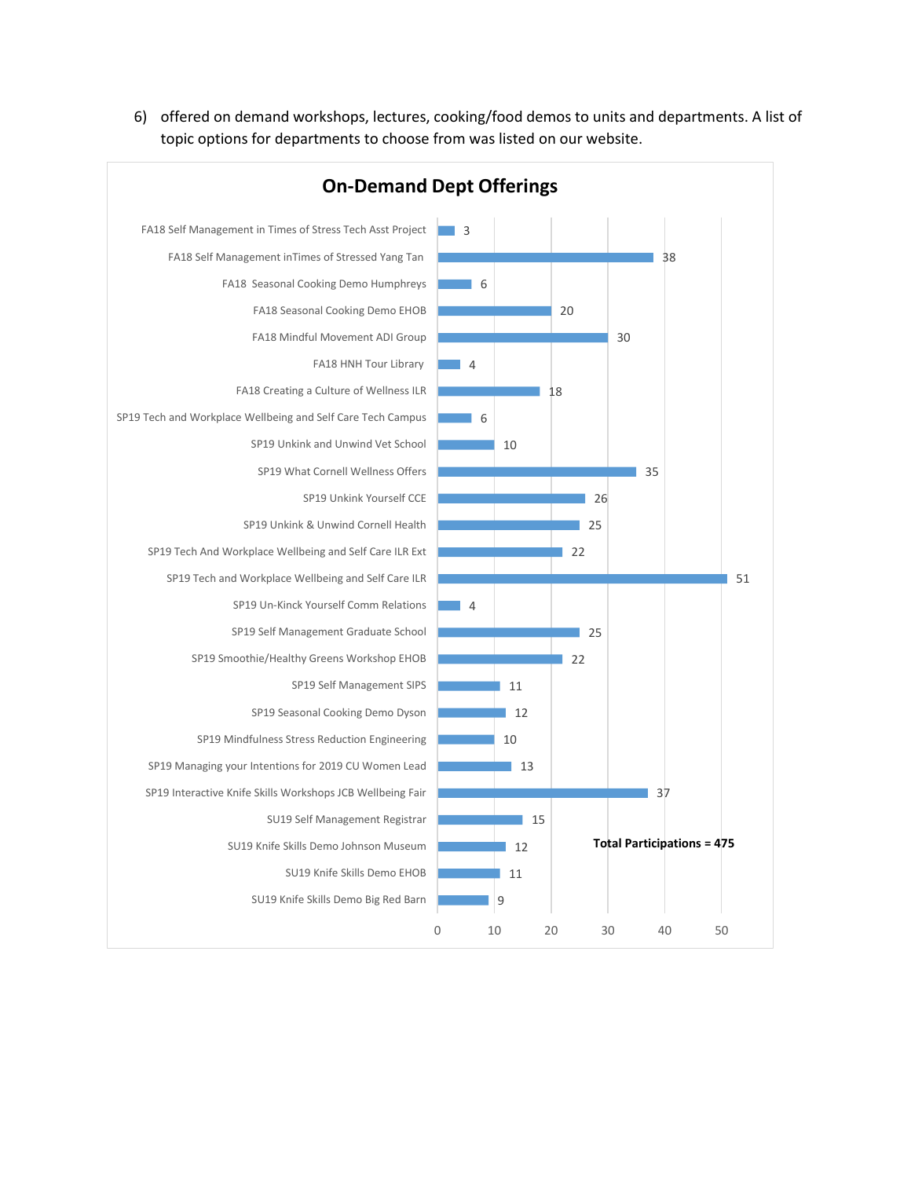6) offered on demand workshops, lectures, cooking/food demos to units and departments. A list of topic options for departments to choose from was listed on our website.

**On-Demand Dept Offerings**

| Offering | Participants |
|---|---|
| FA18 Self Management in Times of Stress Tech Asst Project | 3 |
| FA18 Self Management inTimes of Stressed Yang Tan | 38 |
| FA18 Seasonal Cooking Demo Humphreys | 6 |
| FA18 Seasonal Cooking Demo EHOB | 20 |
| FA18 Mindful Movement ADI Group | 30 |
| FA18 HNH Tour Library | 4 |
| FA18 Creating a Culture of Wellness ILR | 18 |
| SP19 Tech and Workplace Wellbeing and Self Care Tech Campus | 6 |
| SP19 Unkink and Unwind Vet School | 10 |
| SP19 What Cornell Wellness Offers | 35 |
| SP19 Unkink Yourself CCE | 26 |
| SP19 Unkink & Unwind Cornell Health | 25 |
| SP19 Tech And Workplace Wellbeing and Self Care ILR Ext | 22 |
| SP19 Tech and Workplace Wellbeing and Self Care ILR | 51 |
| SP19 Un-Kinck Yourself Comm Relations | 4 |
| SP19 Self Management Graduate School | 25 |
| SP19 Smoothie/Healthy Greens Workshop EHOB | 22 |
| SP19 Self Management SIPS | 11 |
| SP19 Seasonal Cooking Demo Dyson | 12 |
| SP19 Mindfulness Stress Reduction Engineering | 10 |
| SP19 Managing your Intentions for 2019 CU Women Lead | 13 |
| SP19 Interactive Knife Skills Workshops JCB Wellbeing Fair | 37 |
| SU19 Self Management Registrar | 15 |
| SU19 Knife Skills Demo Johnson Museum | 12 |
| SU19 Knife Skills Demo EHOB | 11 |
| SU19 Knife Skills Demo Big Red Barn | 9 |

**Total Participations = 475**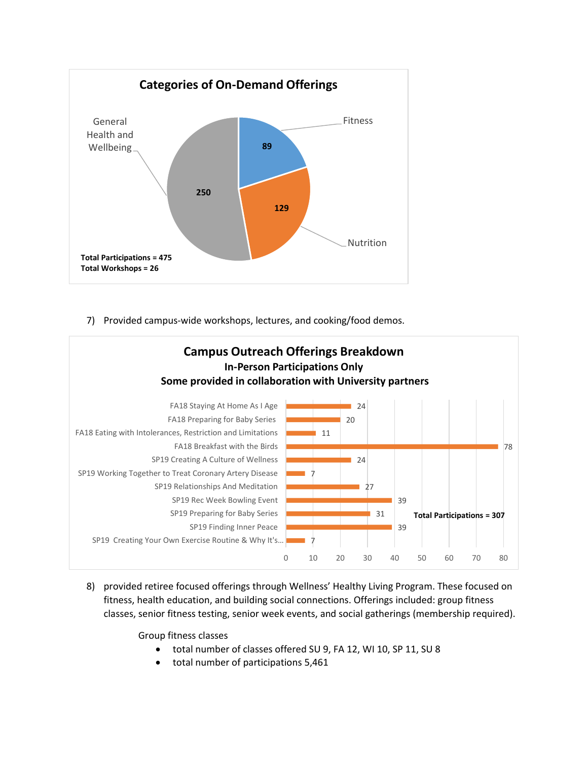**Categories of On-Demand Offerings**

| Category | Participations |
| --- | --- |
| Fitness | 89 |
| Nutrition | 129 |
| General Health and Wellbeing | 250 |

**Total Participations = 475**
**Total Workshops = 26**

7) Provided campus-wide workshops, lectures, and cooking/food demos.

**Campus Outreach Offerings Breakdown**
**In-Person Participations Only**
**Some provided in collaboration with University partners**

| Offering | Participations |
| --- | --- |
| FA18 Staying At Home As I Age | 24 |
| FA18 Preparing for Baby Series | 20 |
| FA18 Eating with Intolerances, Restriction and Limitations | 11 |
| FA18 Breakfast with the Birds | 78 |
| SP19 Creating A Culture of Wellness | 24 |
| SP19 Working Together to Treat Coronary Artery Disease | 7 |
| SP19 Relationships And Meditation | 27 |
| SP19 Rec Week Bowling Event | 39 |
| SP19 Preparing for Baby Series | 31 |
| SP19 Finding Inner Peace | 39 |
| SP19 Creating Your Own Exercise Routine & Why It's... | 7 |

**Total Participations = 307**

8) provided retiree focused offerings through Wellness' Healthy Living Program. These focused on fitness, health education, and building social connections. Offerings included: group fitness classes, senior fitness testing, senior week events, and social gatherings (membership required).

Group fitness classes

- total number of classes offered SU 9, FA 12, WI 10, SP 11, SU 8
- total number of participations 5,461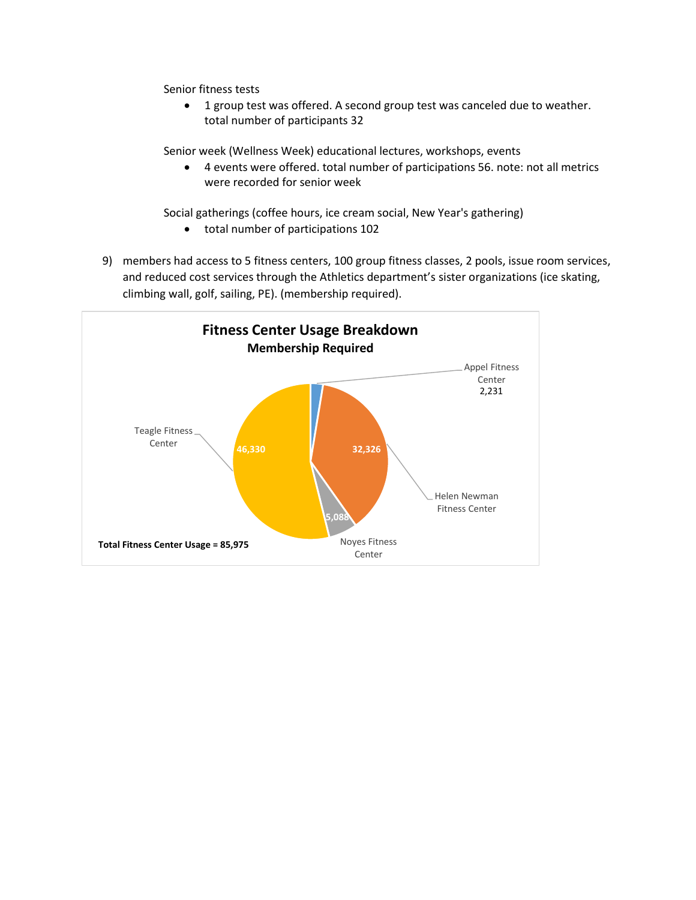Senior fitness tests

- 1 group test was offered. A second group test was canceled due to weather. total number of participants 32

Senior week (Wellness Week) educational lectures, workshops, events

- 4 events were offered. total number of participations 56. note: not all metrics were recorded for senior week

Social gatherings (coffee hours, ice cream social, New Year's gathering)

- total number of participations 102

9) members had access to 5 fitness centers, 100 group fitness classes, 2 pools, issue room services, and reduced cost services through the Athletics department's sister organizations (ice skating, climbing wall, golf, sailing, PE). (membership required).

**Fitness Center Usage Breakdown**
**Membership Required**

| Fitness Center | Usage |
|---|---|
| Appel Fitness Center | 2,231 |
| Helen Newman Fitness Center | 32,326 |
| Noyes Fitness Center | 5,088 |
| Teagle Fitness Center | 46,330 |

**Total Fitness Center Usage = 85,975**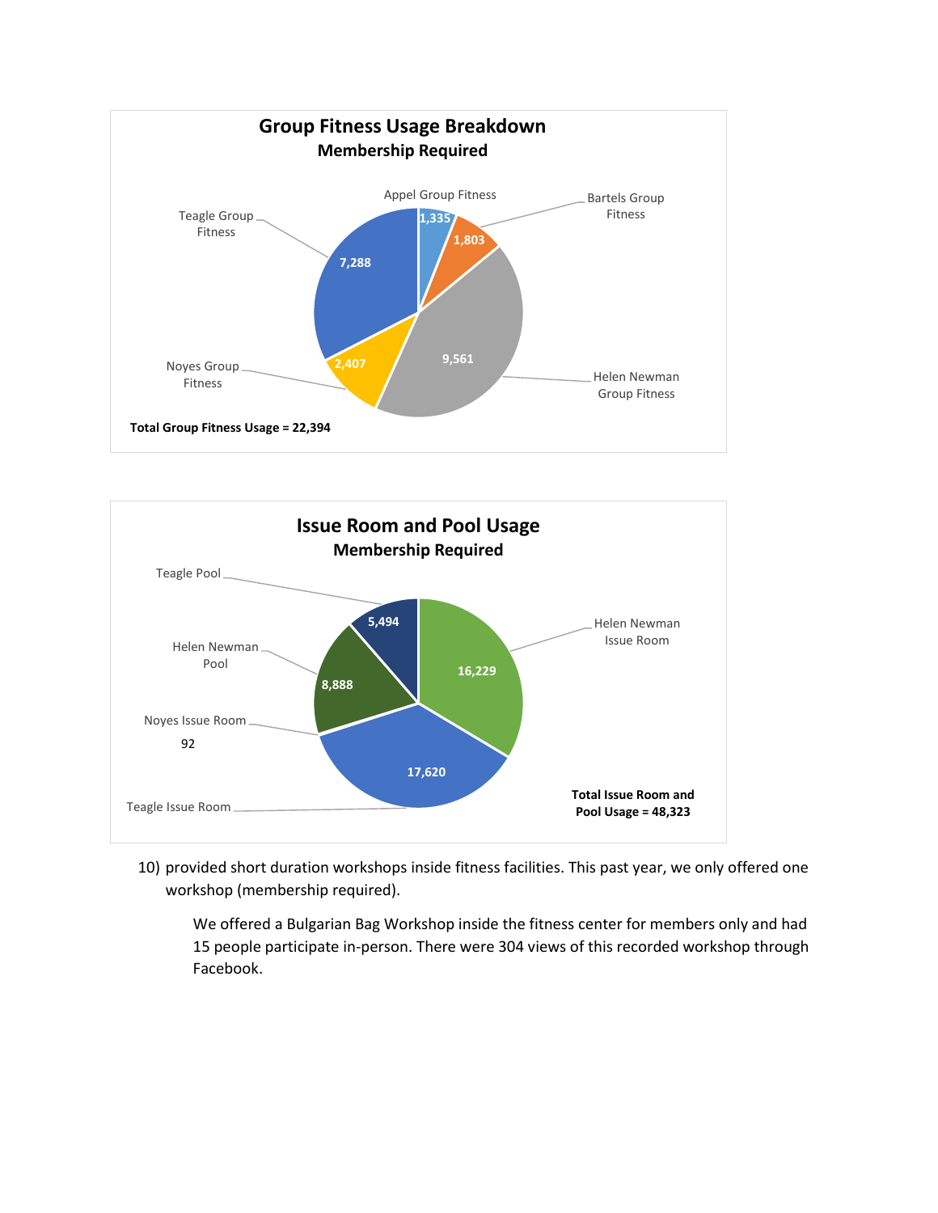**Group Fitness Usage Breakdown**
**Membership Required**

| Location | Usage |
| --- | --- |
| Appel Group Fitness | 1,335 |
| Bartels Group Fitness | 1,803 |
| Helen Newman Group Fitness | 9,561 |
| Noyes Group Fitness | 2,407 |
| Teagle Group Fitness | 7,288 |

**Total Group Fitness Usage = 22,394**

**Issue Room and Pool Usage**
**Membership Required**

| Location | Usage |
| --- | --- |
| Helen Newman Issue Room | 16,229 |
| Teagle Issue Room | 17,620 |
| Noyes Issue Room | 92 |
| Helen Newman Pool | 8,888 |
| Teagle Pool | 5,494 |

**Total Issue Room and Pool Usage = 48,323**

10) provided short duration workshops inside fitness facilities. This past year, we only offered one workshop (membership required).

    We offered a Bulgarian Bag Workshop inside the fitness center for members only and had 15 people participate in-person. There were 304 views of this recorded workshop through Facebook.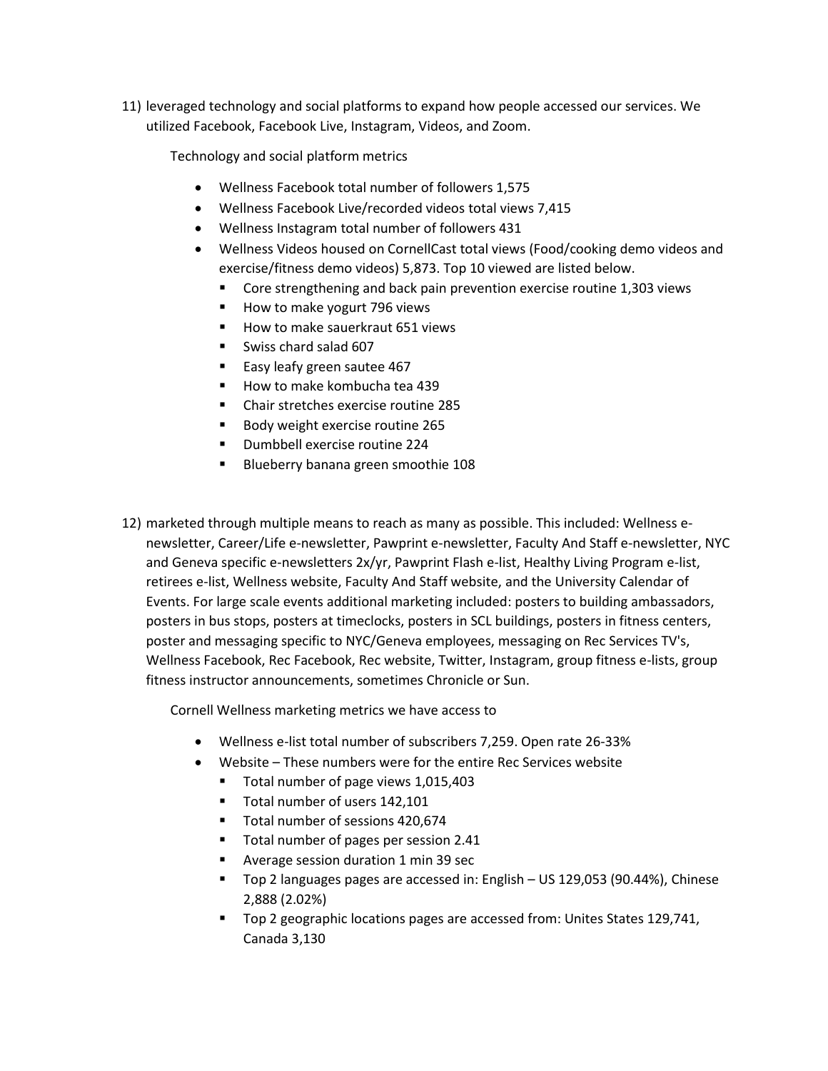11) leveraged technology and social platforms to expand how people accessed our services. We utilized Facebook, Facebook Live, Instagram, Videos, and Zoom.

    Technology and social platform metrics

    - Wellness Facebook total number of followers 1,575
    - Wellness Facebook Live/recorded videos total views 7,415
    - Wellness Instagram total number of followers 431
    - Wellness Videos housed on CornellCast total views (Food/cooking demo videos and exercise/fitness demo videos) 5,873. Top 10 viewed are listed below.
        - Core strengthening and back pain prevention exercise routine 1,303 views
        - How to make yogurt 796 views
        - How to make sauerkraut 651 views
        - Swiss chard salad 607
        - Easy leafy green sautee 467
        - How to make kombucha tea 439
        - Chair stretches exercise routine 285
        - Body weight exercise routine 265
        - Dumbbell exercise routine 224
        - Blueberry banana green smoothie 108

12) marketed through multiple means to reach as many as possible. This included: Wellness e-newsletter, Career/Life e-newsletter, Pawprint e-newsletter, Faculty And Staff e-newsletter, NYC and Geneva specific e-newsletters 2x/yr, Pawprint Flash e-list, Healthy Living Program e-list, retirees e-list, Wellness website, Faculty And Staff website, and the University Calendar of Events. For large scale events additional marketing included: posters to building ambassadors, posters in bus stops, posters at timeclocks, posters in SCL buildings, posters in fitness centers, poster and messaging specific to NYC/Geneva employees, messaging on Rec Services TV's, Wellness Facebook, Rec Facebook, Rec website, Twitter, Instagram, group fitness e-lists, group fitness instructor announcements, sometimes Chronicle or Sun.

    Cornell Wellness marketing metrics we have access to

    - Wellness e-list total number of subscribers 7,259. Open rate 26-33%
    - Website – These numbers were for the entire Rec Services website
        - Total number of page views 1,015,403
        - Total number of users 142,101
        - Total number of sessions 420,674
        - Total number of pages per session 2.41
        - Average session duration 1 min 39 sec
        - Top 2 languages pages are accessed in: English – US 129,053 (90.44%), Chinese 2,888 (2.02%)
        - Top 2 geographic locations pages are accessed from: Unites States 129,741, Canada 3,130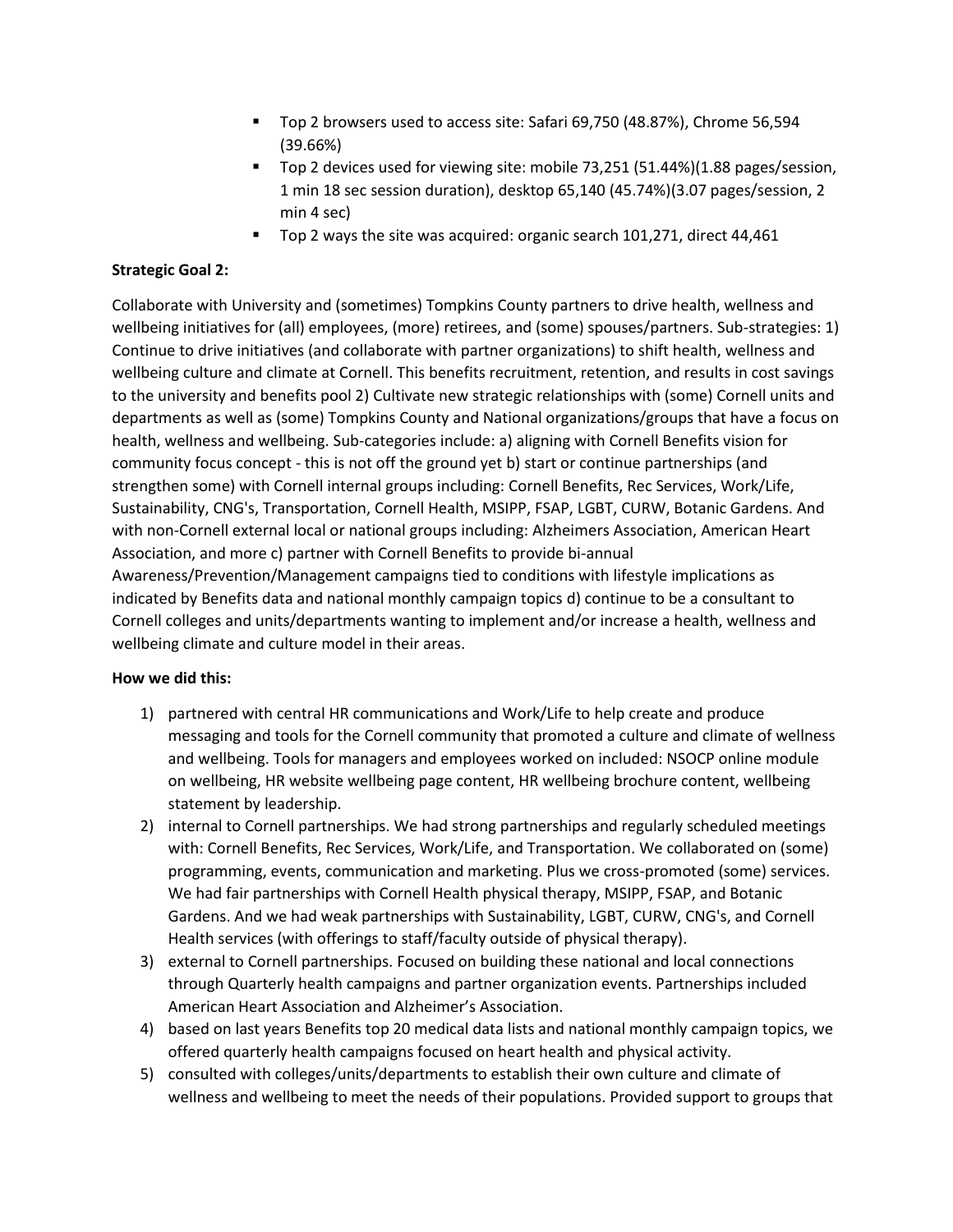- Top 2 browsers used to access site: Safari 69,750 (48.87%), Chrome 56,594 (39.66%)
- Top 2 devices used for viewing site: mobile 73,251 (51.44%)(1.88 pages/session, 1 min 18 sec session duration), desktop 65,140 (45.74%)(3.07 pages/session, 2 min 4 sec)
- Top 2 ways the site was acquired: organic search 101,271, direct 44,461

**Strategic Goal 2:**

Collaborate with University and (sometimes) Tompkins County partners to drive health, wellness and wellbeing initiatives for (all) employees, (more) retirees, and (some) spouses/partners. Sub-strategies: 1) Continue to drive initiatives (and collaborate with partner organizations) to shift health, wellness and wellbeing culture and climate at Cornell. This benefits recruitment, retention, and results in cost savings to the university and benefits pool 2) Cultivate new strategic relationships with (some) Cornell units and departments as well as (some) Tompkins County and National organizations/groups that have a focus on health, wellness and wellbeing. Sub-categories include: a) aligning with Cornell Benefits vision for community focus concept - this is not off the ground yet b) start or continue partnerships (and strengthen some) with Cornell internal groups including: Cornell Benefits, Rec Services, Work/Life, Sustainability, CNG's, Transportation, Cornell Health, MSIPP, FSAP, LGBT, CURW, Botanic Gardens. And with non-Cornell external local or national groups including: Alzheimers Association, American Heart Association, and more c) partner with Cornell Benefits to provide bi-annual Awareness/Prevention/Management campaigns tied to conditions with lifestyle implications as indicated by Benefits data and national monthly campaign topics d) continue to be a consultant to Cornell colleges and units/departments wanting to implement and/or increase a health, wellness and wellbeing climate and culture model in their areas.

**How we did this:**

1) partnered with central HR communications and Work/Life to help create and produce messaging and tools for the Cornell community that promoted a culture and climate of wellness and wellbeing. Tools for managers and employees worked on included: NSOCP online module on wellbeing, HR website wellbeing page content, HR wellbeing brochure content, wellbeing statement by leadership.
2) internal to Cornell partnerships. We had strong partnerships and regularly scheduled meetings with: Cornell Benefits, Rec Services, Work/Life, and Transportation. We collaborated on (some) programming, events, communication and marketing. Plus we cross-promoted (some) services. We had fair partnerships with Cornell Health physical therapy, MSIPP, FSAP, and Botanic Gardens. And we had weak partnerships with Sustainability, LGBT, CURW, CNG's, and Cornell Health services (with offerings to staff/faculty outside of physical therapy).
3) external to Cornell partnerships. Focused on building these national and local connections through Quarterly health campaigns and partner organization events. Partnerships included American Heart Association and Alzheimer's Association.
4) based on last years Benefits top 20 medical data lists and national monthly campaign topics, we offered quarterly health campaigns focused on heart health and physical activity.
5) consulted with colleges/units/departments to establish their own culture and climate of wellness and wellbeing to meet the needs of their populations. Provided support to groups that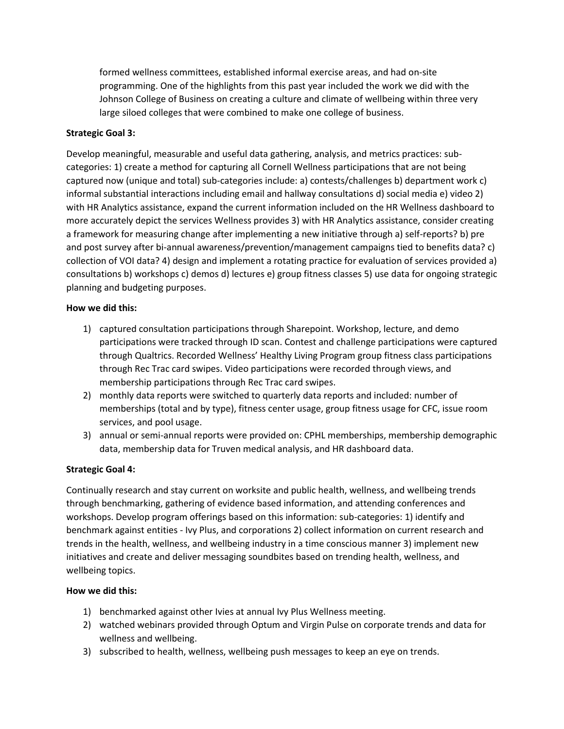formed wellness committees, established informal exercise areas, and had on-site programming. One of the highlights from this past year included the work we did with the Johnson College of Business on creating a culture and climate of wellbeing within three very large siloed colleges that were combined to make one college of business.

**Strategic Goal 3:**

Develop meaningful, measurable and useful data gathering, analysis, and metrics practices: sub-categories: 1) create a method for capturing all Cornell Wellness participations that are not being captured now (unique and total) sub-categories include: a) contests/challenges b) department work c) informal substantial interactions including email and hallway consultations d) social media e) video 2) with HR Analytics assistance, expand the current information included on the HR Wellness dashboard to more accurately depict the services Wellness provides 3) with HR Analytics assistance, consider creating a framework for measuring change after implementing a new initiative through a) self-reports? b) pre and post survey after bi-annual awareness/prevention/management campaigns tied to benefits data? c) collection of VOI data? 4) design and implement a rotating practice for evaluation of services provided a) consultations b) workshops c) demos d) lectures e) group fitness classes 5) use data for ongoing strategic planning and budgeting purposes.

**How we did this:**

1) captured consultation participations through Sharepoint. Workshop, lecture, and demo participations were tracked through ID scan. Contest and challenge participations were captured through Qualtrics. Recorded Wellness' Healthy Living Program group fitness class participations through Rec Trac card swipes. Video participations were recorded through views, and membership participations through Rec Trac card swipes.
2) monthly data reports were switched to quarterly data reports and included: number of memberships (total and by type), fitness center usage, group fitness usage for CFC, issue room services, and pool usage.
3) annual or semi-annual reports were provided on: CPHL memberships, membership demographic data, membership data for Truven medical analysis, and HR dashboard data.

**Strategic Goal 4:**

Continually research and stay current on worksite and public health, wellness, and wellbeing trends through benchmarking, gathering of evidence based information, and attending conferences and workshops. Develop program offerings based on this information: sub-categories: 1) identify and benchmark against entities - Ivy Plus, and corporations 2) collect information on current research and trends in the health, wellness, and wellbeing industry in a time conscious manner 3) implement new initiatives and create and deliver messaging soundbites based on trending health, wellness, and wellbeing topics.

**How we did this:**

1) benchmarked against other Ivies at annual Ivy Plus Wellness meeting.
2) watched webinars provided through Optum and Virgin Pulse on corporate trends and data for wellness and wellbeing.
3) subscribed to health, wellness, wellbeing push messages to keep an eye on trends.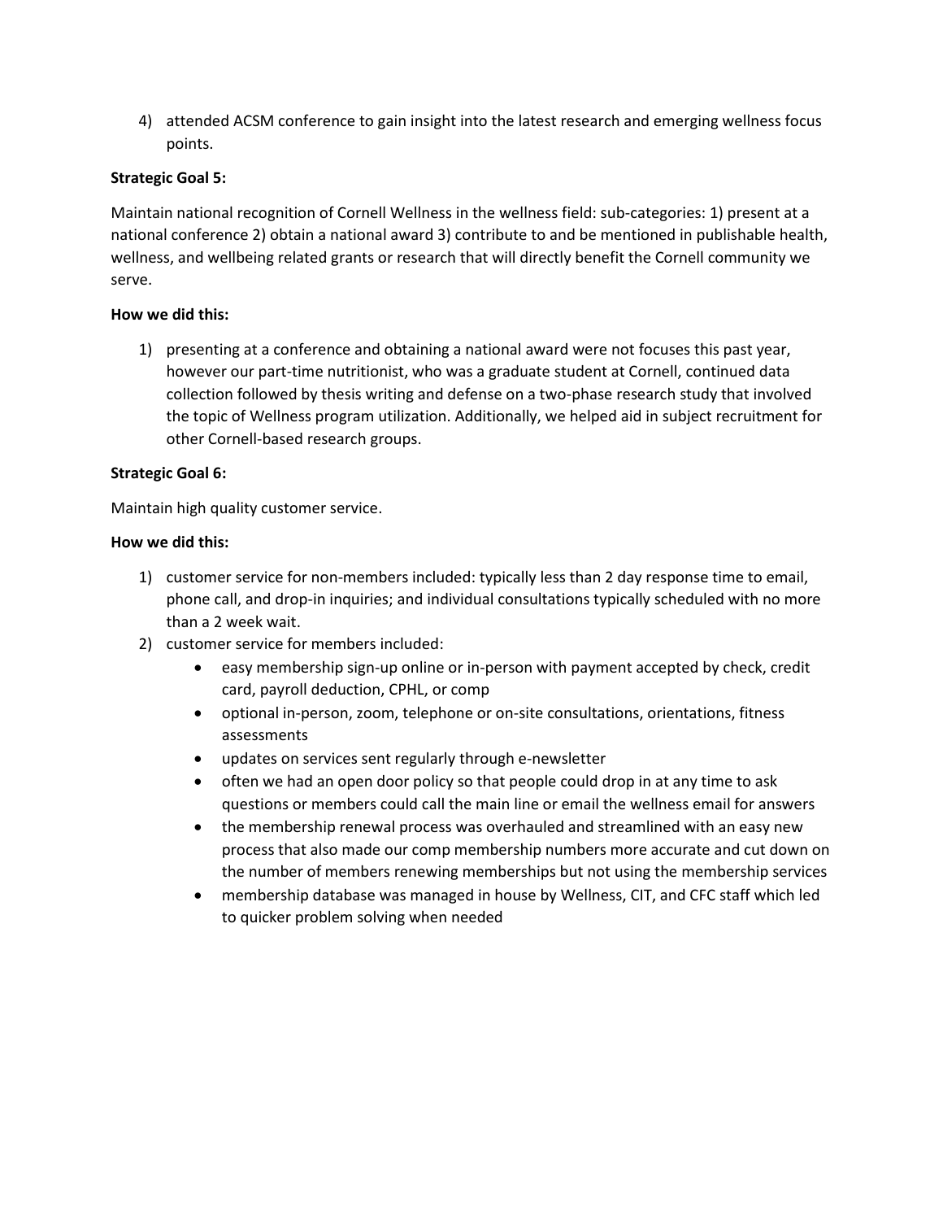4) attended ACSM conference to gain insight into the latest research and emerging wellness focus points.

**Strategic Goal 5:**

Maintain national recognition of Cornell Wellness in the wellness field: sub-categories: 1) present at a national conference 2) obtain a national award 3) contribute to and be mentioned in publishable health, wellness, and wellbeing related grants or research that will directly benefit the Cornell community we serve.

**How we did this:**

1) presenting at a conference and obtaining a national award were not focuses this past year, however our part-time nutritionist, who was a graduate student at Cornell, continued data collection followed by thesis writing and defense on a two-phase research study that involved the topic of Wellness program utilization. Additionally, we helped aid in subject recruitment for other Cornell-based research groups.

**Strategic Goal 6:**

Maintain high quality customer service.

**How we did this:**

1) customer service for non-members included: typically less than 2 day response time to email, phone call, and drop-in inquiries; and individual consultations typically scheduled with no more than a 2 week wait.
2) customer service for members included:
   - easy membership sign-up online or in-person with payment accepted by check, credit card, payroll deduction, CPHL, or comp
   - optional in-person, zoom, telephone or on-site consultations, orientations, fitness assessments
   - updates on services sent regularly through e-newsletter
   - often we had an open door policy so that people could drop in at any time to ask questions or members could call the main line or email the wellness email for answers
   - the membership renewal process was overhauled and streamlined with an easy new process that also made our comp membership numbers more accurate and cut down on the number of members renewing memberships but not using the membership services
   - membership database was managed in house by Wellness, CIT, and CFC staff which led to quicker problem solving when needed